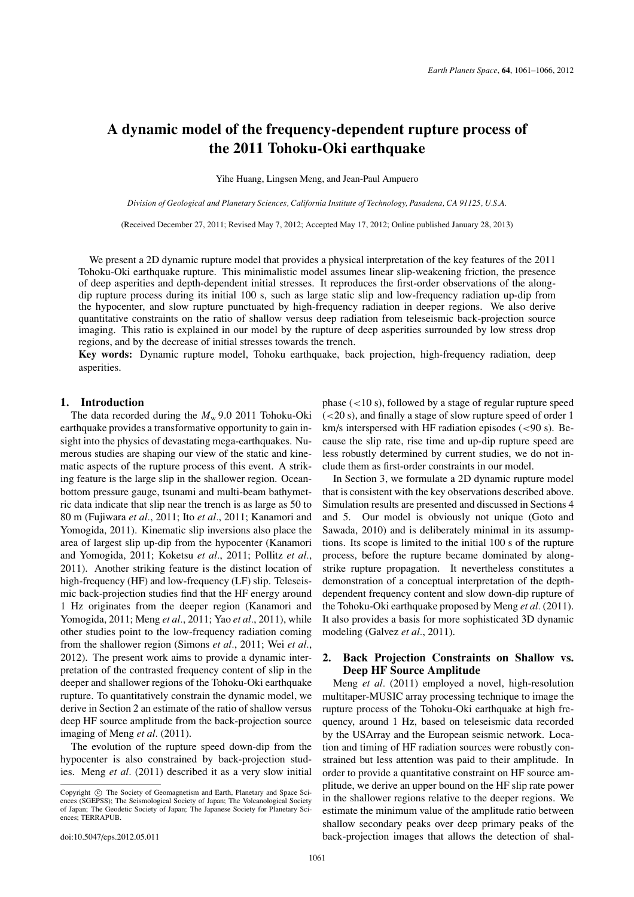# A dynamic model of the frequency-dependent rupture process of the 2011 Tohoku-Oki earthquake

Yihe Huang, Lingsen Meng, and Jean-Paul Ampuero

*Division of Geological and Planetary Sciences, California Institute of Technology, Pasadena, CA 91125, U.S.A.*

(Received December 27, 2011; Revised May 7, 2012; Accepted May 17, 2012; Online published January 28, 2013)

We present a 2D dynamic rupture model that provides a physical interpretation of the key features of the 2011 Tohoku-Oki earthquake rupture. This minimalistic model assumes linear slip-weakening friction, the presence of deep asperities and depth-dependent initial stresses. It reproduces the first-order observations of the along-dip rupture process during its initial 100 s, such as large static slip and low-frequency radiation up-dip from the hypocenter, and slow rupture punctuated by high-frequency radiation in deeper regions. We also derive quantitative constraints on the ratio of shallow versus deep radiation from teleseismic back-projection source imaging. This ratio is explained in our model by the rupture of deep asperities surrounded by low stress drop regions, and by the decrease of initial stresses towards the trench.

**Key words:** Dynamic rupture model, Tohoku earthquake, back projection, high-frequency radiation, deep asperities.

## 1. Introduction

The data recorded during the $M_w$ 9.0 2011 Tohoku-Oki earthquake provides a transformative opportunity to gain insight into the physics of devastating mega-earthquakes. Numerous studies are shaping our view of the static and kinematic aspects of the rupture process of this event. A striking feature is the large slip in the shallower region. Ocean-bottom pressure gauge, tsunami and multi-beam bathymetric data indicate that slip near the trench is as large as 50 to 80 m (Fujiwara *et al.*, 2011; Ito *et al.*, 2011; Kanamori and Yomogida, 2011). Kinematic slip inversions also place the area of largest slip up-dip from the hypocenter (Kanamori and Yomogida, 2011; Koketsu *et al.*, 2011; Pollitz *et al.*, 2011). Another striking feature is the distinct location of high-frequency (HF) and low-frequency (LF) slip. Teleseismic back-projection studies find that the HF energy around 1 Hz originates from the deeper region (Kanamori and Yomogida, 2011; Meng *et al.*, 2011; Yao *et al.*, 2011), while other studies point to the low-frequency radiation coming from the shallower region (Simons *et al.*, 2011; Wei *et al.*, 2012). The present work aims to provide a dynamic interpretation of the contrasted frequency content of slip in the deeper and shallower regions of the Tohoku-Oki earthquake rupture. To quantitatively constrain the dynamic model, we derive in Section 2 an estimate of the ratio of shallow versus deep HF source amplitude from the back-projection source imaging of Meng *et al.* (2011).

The evolution of the rupture speed down-dip from the hypocenter is also constrained by back-projection studies. Meng *et al.* (2011) described it as a very slow initial phase (<10 s), followed by a stage of regular rupture speed (<20 s), and finally a stage of slow rupture speed of order 1 km/s interspersed with HF radiation episodes (<90 s). Because the slip rate, rise time and up-dip rupture speed are less robustly determined by current studies, we do not include them as first-order constraints in our model.

In Section 3, we formulate a 2D dynamic rupture model that is consistent with the key observations described above. Simulation results are presented and discussed in Sections 4 and 5. Our model is obviously not unique (Goto and Sawada, 2010) and is deliberately minimal in its assumptions. Its scope is limited to the initial 100 s of the rupture process, before the rupture became dominated by along-strike rupture propagation. It nevertheless constitutes a demonstration of a conceptual interpretation of the depth-dependent frequency content and slow down-dip rupture of the Tohoku-Oki earthquake proposed by Meng *et al.* (2011). It also provides a basis for more sophisticated 3D dynamic modeling (Galvez *et al.*, 2011).

## 2. Back Projection Constraints on Shallow vs. Deep HF Source Amplitude

Meng *et al.* (2011) employed a novel, high-resolution multitaper-MUSIC array processing technique to image the rupture process of the Tohoku-Oki earthquake at high frequency, around 1 Hz, based on teleseismic data recorded by the USArray and the European seismic network. Location and timing of HF radiation sources were robustly constrained but less attention was paid to their amplitude. In order to provide a quantitative constraint on HF source amplitude, we derive an upper bound on the HF slip rate power in the shallower regions relative to the deeper regions. We estimate the minimum value of the amplitude ratio between shallow secondary peaks over deep primary peaks of the back-projection images that allows the detection of shal-

Copyright © The Society of Geomagnetism and Earth, Planetary and Space Sciences (SGEPSS); The Seismological Society of Japan; The Volcanological Society of Japan; The Geodetic Society of Japan; The Japanese Society for Planetary Sciences; TERRAPUB.

doi:10.5047/eps.2012.05.011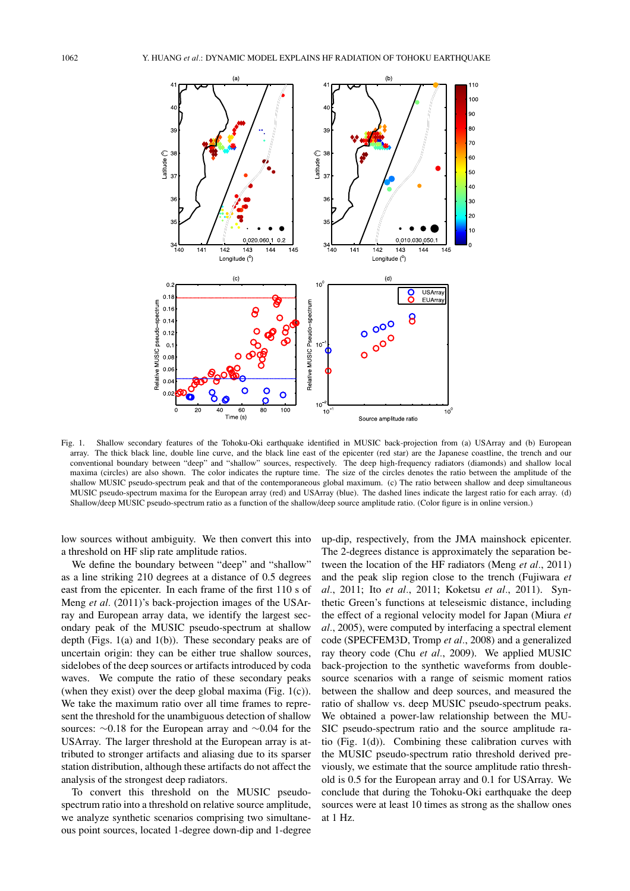Fig. 1. Shallow secondary features of the Tohoku-Oki earthquake identified in MUSIC back-projection from (a) USArray and (b) European array. The thick black line, double line curve, and the black line east of the epicenter (red star) are the Japanese coastline, the trench and our conventional boundary between "deep" and "shallow" sources, respectively. The deep high-frequency radiators (diamonds) and shallow local maxima (circles) are also shown. The color indicates the rupture time. The size of the circles denotes the ratio between the amplitude of the shallow MUSIC pseudo-spectrum peak and that of the contemporaneous global maximum. (c) The ratio between shallow and deep simultaneous MUSIC pseudo-spectrum maxima for the European array (red) and USArray (blue). The dashed lines indicate the largest ratio for each array. (d) Shallow/deep MUSIC pseudo-spectrum ratio as a function of the shallow/deep source amplitude ratio. (Color figure is in online version.)

low sources without ambiguity. We then convert this into a threshold on HF slip rate amplitude ratios.

We define the boundary between "deep" and "shallow" as a line striking 210 degrees at a distance of 0.5 degrees east from the epicenter. In each frame of the first 110 s of Meng *et al.* (2011)'s back-projection images of the USArray and European array data, we identify the largest secondary peak of the MUSIC pseudo-spectrum at shallow depth (Figs. 1(a) and 1(b)). These secondary peaks are of uncertain origin: they can be either true shallow sources, sidelobes of the deep sources or artifacts introduced by coda waves. We compute the ratio of these secondary peaks (when they exist) over the deep global maxima (Fig. 1(c)). We take the maximum ratio over all time frames to represent the threshold for the unambiguous detection of shallow sources: ~0.18 for the European array and ~0.04 for the USArray. The larger threshold at the European array is attributed to stronger artifacts and aliasing due to its sparser station distribution, although these artifacts do not affect the analysis of the strongest deep radiators.

To convert this threshold on the MUSIC pseudo-spectrum ratio into a threshold on relative source amplitude, we analyze synthetic scenarios comprising two simultaneous point sources, located 1-degree down-dip and 1-degree up-dip, respectively, from the JMA mainshock epicenter. The 2-degrees distance is approximately the separation between the location of the HF radiators (Meng *et al.*, 2011) and the peak slip region close to the trench (Fujiwara *et al.*, 2011; Ito *et al.*, 2011; Koketsu *et al.*, 2011). Synthetic Green's functions at teleseismic distance, including the effect of a regional velocity model for Japan (Miura *et al.*, 2005), were computed by interfacing a spectral element code (SPECFEM3D, Tromp *et al.*, 2008) and a generalized ray theory code (Chu *et al.*, 2009). We applied MUSIC back-projection to the synthetic waveforms from double-source scenarios with a range of seismic moment ratios between the shallow and deep sources, and measured the ratio of shallow vs. deep MUSIC pseudo-spectrum peaks. We obtained a power-law relationship between the MUSIC pseudo-spectrum ratio and the source amplitude ratio (Fig. 1(d)). Combining these calibration curves with the MUSIC pseudo-spectrum ratio threshold derived previously, we estimate that the source amplitude ratio threshold is 0.5 for the European array and 0.1 for USArray. We conclude that during the Tohoku-Oki earthquake the deep sources were at least 10 times as strong as the shallow ones at 1 Hz.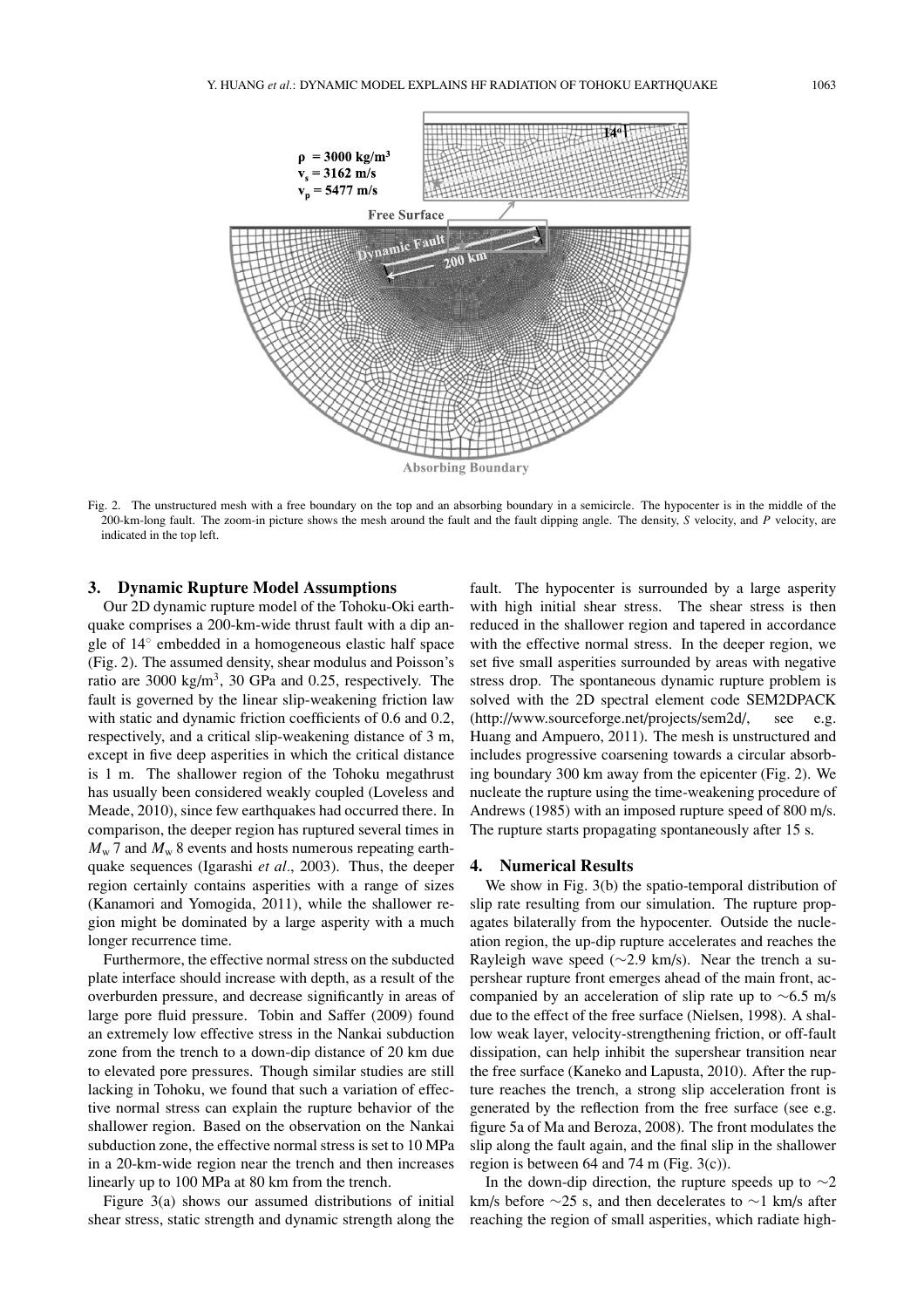Fig. 2. The unstructured mesh with a free boundary on the top and an absorbing boundary in a semicircle. The hypocenter is in the middle of the 200-km-long fault. The zoom-in picture shows the mesh around the fault and the fault dipping angle. The density, *S* velocity, and *P* velocity, are indicated in the top left.

## 3. Dynamic Rupture Model Assumptions

Our 2D dynamic rupture model of the Tohoku-Oki earthquake comprises a 200-km-wide thrust fault with a dip angle of 14° embedded in a homogeneous elastic half space (Fig. 2). The assumed density, shear modulus and Poisson's ratio are 3000 kg/m$^3$, 30 GPa and 0.25, respectively. The fault is governed by the linear slip-weakening friction law with static and dynamic friction coefficients of 0.6 and 0.2, respectively, and a critical slip-weakening distance of 3 m, except in five deep asperities in which the critical distance is 1 m. The shallower region of the Tohoku megathrust has usually been considered weakly coupled (Loveless and Meade, 2010), since few earthquakes had occurred there. In comparison, the deeper region has ruptured several times in $M_w$ 7 and $M_w$ 8 events and hosts numerous repeating earthquake sequences (Igarashi *et al*., 2003). Thus, the deeper region certainly contains asperities with a range of sizes (Kanamori and Yomogida, 2011), while the shallower region might be dominated by a large asperity with a much longer recurrence time.

Furthermore, the effective normal stress on the subducted plate interface should increase with depth, as a result of the overburden pressure, and decrease significantly in areas of large pore fluid pressure. Tobin and Saffer (2009) found an extremely low effective stress in the Nankai subduction zone from the trench to a down-dip distance of 20 km due to elevated pore pressures. Though similar studies are still lacking in Tohoku, we found that such a variation of effective normal stress can explain the rupture behavior of the shallower region. Based on the observation on the Nankai subduction zone, the effective normal stress is set to 10 MPa in a 20-km-wide region near the trench and then increases linearly up to 100 MPa at 80 km from the trench.

Figure 3(a) shows our assumed distributions of initial shear stress, static strength and dynamic strength along the fault. The hypocenter is surrounded by a large asperity with high initial shear stress. The shear stress is then reduced in the shallower region and tapered in accordance with the effective normal stress. In the deeper region, we set five small asperities surrounded by areas with negative stress drop. The spontaneous dynamic rupture problem is solved with the 2D spectral element code SEM2DPACK (http://www.sourceforge.net/projects/sem2d/, see e.g. Huang and Ampuero, 2011). The mesh is unstructured and includes progressive coarsening towards a circular absorbing boundary 300 km away from the epicenter (Fig. 2). We nucleate the rupture using the time-weakening procedure of Andrews (1985) with an imposed rupture speed of 800 m/s. The rupture starts propagating spontaneously after 15 s.

## 4. Numerical Results

We show in Fig. 3(b) the spatio-temporal distribution of slip rate resulting from our simulation. The rupture propagates bilaterally from the hypocenter. Outside the nucleation region, the up-dip rupture accelerates and reaches the Rayleigh wave speed (~2.9 km/s). Near the trench a supershear rupture front emerges ahead of the main front, accompanied by an acceleration of slip rate up to ~6.5 m/s due to the effect of the free surface (Nielsen, 1998). A shallow weak layer, velocity-strengthening friction, or off-fault dissipation, can help inhibit the supershear transition near the free surface (Kaneko and Lapusta, 2010). After the rupture reaches the trench, a strong slip acceleration front is generated by the reflection from the free surface (see e.g. figure 5a of Ma and Beroza, 2008). The front modulates the slip along the fault again, and the final slip in the shallower region is between 64 and 74 m (Fig. 3(c)).

In the down-dip direction, the rupture speeds up to ~2 km/s before ~25 s, and then decelerates to ~1 km/s after reaching the region of small asperities, which radiate high-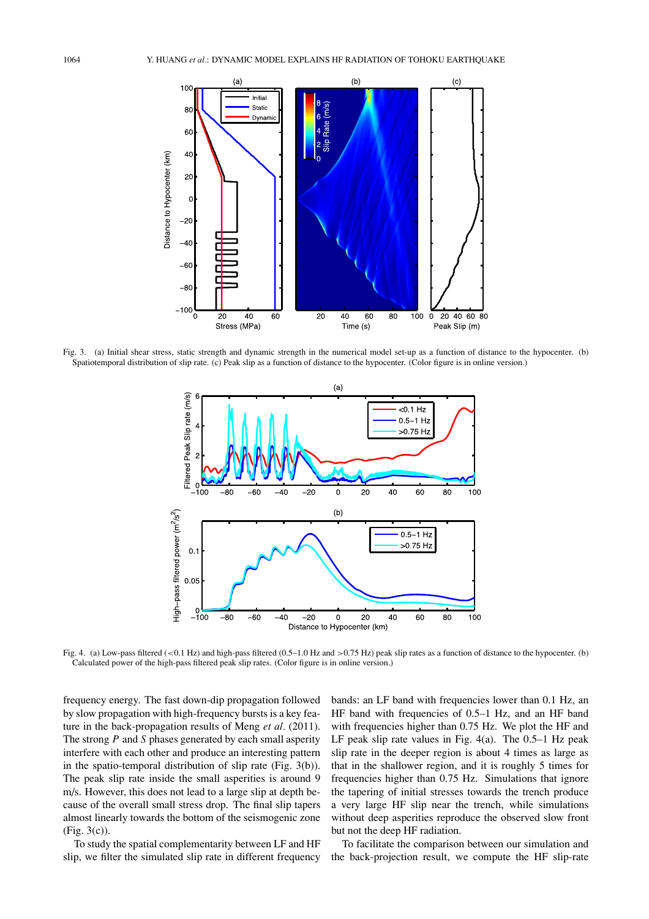Fig. 3. (a) Initial shear stress, static strength and dynamic strength in the numerical model set-up as a function of distance to the hypocenter. (b) Spatiotemporal distribution of slip rate. (c) Peak slip as a function of distance to the hypocenter. (Color figure is in online version.)

Fig. 4. (a) Low-pass filtered (<0.1 Hz) and high-pass filtered (0.5–1.0 Hz and >0.75 Hz) peak slip rates as a function of distance to the hypocenter. (b) Calculated power of the high-pass filtered peak slip rates. (Color figure is in online version.)

frequency energy. The fast down-dip propagation followed by slow propagation with high-frequency bursts is a key feature in the back-propagation results of Meng *et al.* (2011). The strong *P* and *S* phases generated by each small asperity interfere with each other and produce an interesting pattern in the spatio-temporal distribution of slip rate (Fig. 3(b)). The peak slip rate inside the small asperities is around 9 m/s. However, this does not lead to a large slip at depth because of the overall small stress drop. The final slip tapers almost linearly towards the bottom of the seismogenic zone (Fig. 3(c)).

To study the spatial complementarity between LF and HF slip, we filter the simulated slip rate in different frequency bands: an LF band with frequencies lower than 0.1 Hz, an HF band with frequencies of 0.5–1 Hz, and an HF band with frequencies higher than 0.75 Hz. We plot the HF and LF peak slip rate values in Fig. 4(a). The 0.5–1 Hz peak slip rate in the deeper region is about 4 times as large as that in the shallower region, and it is roughly 5 times for frequencies higher than 0.75 Hz. Simulations that ignore the tapering of initial stresses towards the trench produce a very large HF slip near the trench, while simulations without deep asperities reproduce the observed slow front but not the deep HF radiation.

To facilitate the comparison between our simulation and the back-projection result, we compute the HF slip-rate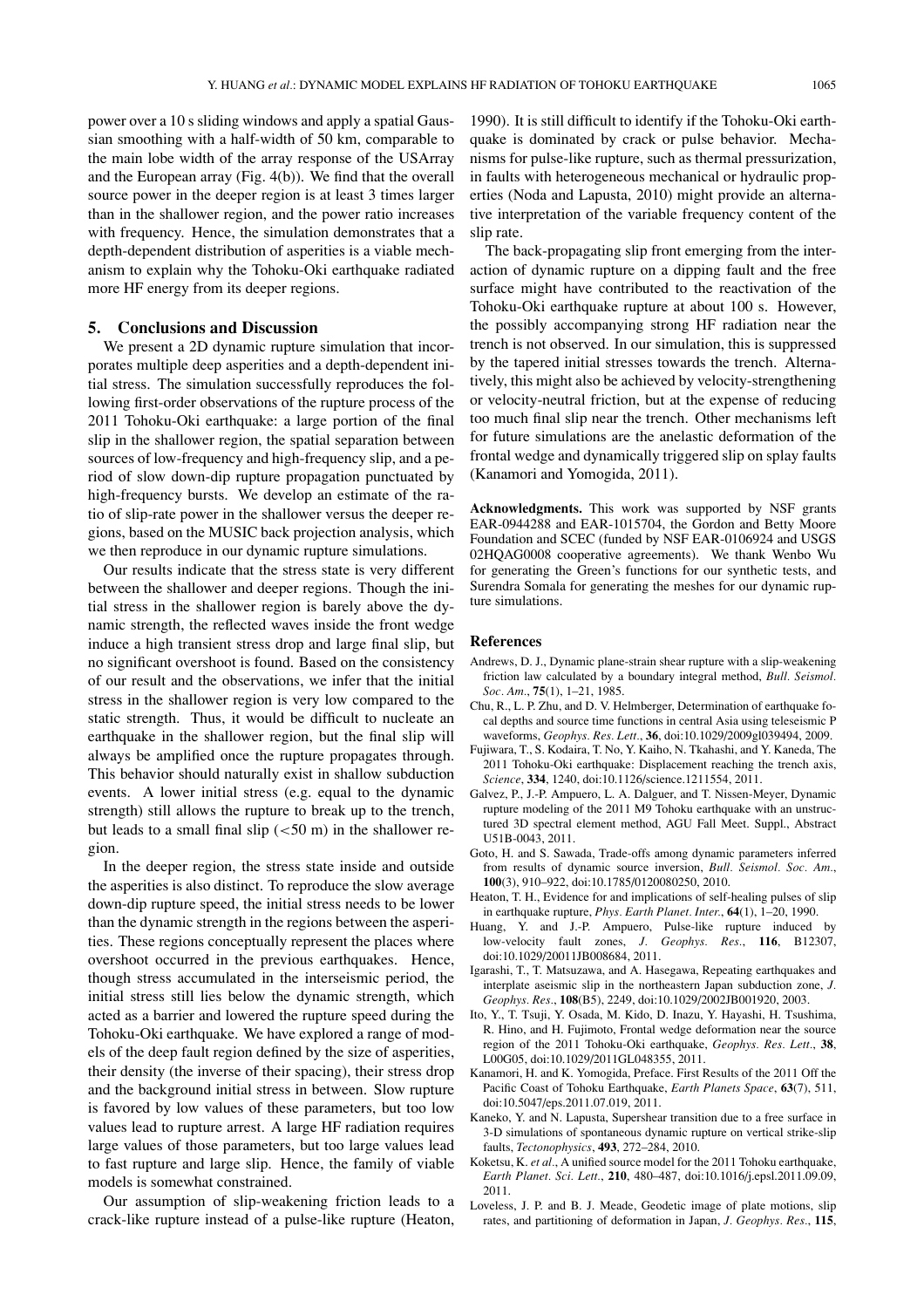power over a 10 s sliding windows and apply a spatial Gaussian smoothing with a half-width of 50 km, comparable to the main lobe width of the array response of the USArray and the European array (Fig. 4(b)). We find that the overall source power in the deeper region is at least 3 times larger than in the shallower region, and the power ratio increases with frequency. Hence, the simulation demonstrates that a depth-dependent distribution of asperities is a viable mechanism to explain why the Tohoku-Oki earthquake radiated more HF energy from its deeper regions.

## 5. Conclusions and Discussion

We present a 2D dynamic rupture simulation that incorporates multiple deep asperities and a depth-dependent initial stress. The simulation successfully reproduces the following first-order observations of the rupture process of the 2011 Tohoku-Oki earthquake: a large portion of the final slip in the shallower region, the spatial separation between sources of low-frequency and high-frequency slip, and a period of slow down-dip rupture propagation punctuated by high-frequency bursts. We develop an estimate of the ratio of slip-rate power in the shallower versus the deeper regions, based on the MUSIC back projection analysis, which we then reproduce in our dynamic rupture simulations.

Our results indicate that the stress state is very different between the shallower and deeper regions. Though the initial stress in the shallower region is barely above the dynamic strength, the reflected waves inside the front wedge induce a high transient stress drop and large final slip, but no significant overshoot is found. Based on the consistency of our result and the observations, we infer that the initial stress in the shallower region is very low compared to the static strength. Thus, it would be difficult to nucleate an earthquake in the shallower region, but the final slip will always be amplified once the rupture propagates through. This behavior should naturally exist in shallow subduction events. A lower initial stress (e.g. equal to the dynamic strength) still allows the rupture to break up to the trench, but leads to a small final slip ($<50$ m) in the shallower region.

In the deeper region, the stress state inside and outside the asperities is also distinct. To reproduce the slow average down-dip rupture speed, the initial stress needs to be lower than the dynamic strength in the regions between the asperities. These regions conceptually represent the places where overshoot occurred in the previous earthquakes. Hence, though stress accumulated in the interseismic period, the initial stress still lies below the dynamic strength, which acted as a barrier and lowered the rupture speed during the Tohoku-Oki earthquake. We have explored a range of models of the deep fault region defined by the size of asperities, their density (the inverse of their spacing), their stress drop and the background initial stress in between. Slow rupture is favored by low values of these parameters, but too low values lead to rupture arrest. A large HF radiation requires large values of those parameters, but too large values lead to fast rupture and large slip. Hence, the family of viable models is somewhat constrained.

Our assumption of slip-weakening friction leads to a crack-like rupture instead of a pulse-like rupture (Heaton, 1990). It is still difficult to identify if the Tohoku-Oki earthquake is dominated by crack or pulse behavior. Mechanisms for pulse-like rupture, such as thermal pressurization, in faults with heterogeneous mechanical or hydraulic properties (Noda and Lapusta, 2010) might provide an alternative interpretation of the variable frequency content of the slip rate.

The back-propagating slip front emerging from the interaction of dynamic rupture on a dipping fault and the free surface might have contributed to the reactivation of the Tohoku-Oki earthquake rupture at about 100 s. However, the possibly accompanying strong HF radiation near the trench is not observed. In our simulation, this is suppressed by the tapered initial stresses towards the trench. Alternatively, this might also be achieved by velocity-strengthening or velocity-neutral friction, but at the expense of reducing too much final slip near the trench. Other mechanisms left for future simulations are the anelastic deformation of the frontal wedge and dynamically triggered slip on splay faults (Kanamori and Yomogida, 2011).

**Acknowledgments.** This work was supported by NSF grants EAR-0944288 and EAR-1015704, the Gordon and Betty Moore Foundation and SCEC (funded by NSF EAR-0106924 and USGS 02HQAG0008 cooperative agreements). We thank Wenbo Wu for generating the Green's functions for our synthetic tests, and Surendra Somala for generating the meshes for our dynamic rupture simulations.

## References

Andrews, D. J., Dynamic plane-strain shear rupture with a slip-weakening friction law calculated by a boundary integral method, *Bull. Seismol. Soc. Am.*, **75**(1), 1–21, 1985.

Chu, R., L. P. Zhu, and D. V. Helmberger, Determination of earthquake focal depths and source time functions in central Asia using teleseismic P waveforms, *Geophys. Res. Lett.*, **36**, doi:10.1029/2009gl039494, 2009.

Fujiwara, T., S. Kodaira, T. No, Y. Kaiho, N. Tkahashi, and Y. Kaneda, The 2011 Tohoku-Oki earthquake: Displacement reaching the trench axis, *Science*, **334**, 1240, doi:10.1126/science.1211554, 2011.

Galvez, P., J.-P. Ampuero, L. A. Dalguer, and T. Nissen-Meyer, Dynamic rupture modeling of the 2011 M9 Tohoku earthquake with an unstructured 3D spectral element method, AGU Fall Meet. Suppl., Abstract U51B-0043, 2011.

Goto, H. and S. Sawada, Trade-offs among dynamic parameters inferred from results of dynamic source inversion, *Bull. Seismol. Soc. Am.*, **100**(3), 910–922, doi:10.1785/0120080250, 2010.

Heaton, T. H., Evidence for and implications of self-healing pulses of slip in earthquake rupture, *Phys. Earth Planet. Inter.*, **64**(1), 1–20, 1990.

Huang, Y. and J.-P. Ampuero, Pulse-like rupture induced by low-velocity fault zones, *J. Geophys. Res.*, **116**, B12307, doi:10.1029/20011JB008684, 2011.

Igarashi, T., T. Matsuzawa, and A. Hasegawa, Repeating earthquakes and interplate aseismic slip in the northeastern Japan subduction zone, *J. Geophys. Res.*, **108**(B5), 2249, doi:10.1029/2002JB001920, 2003.

Ito, Y., T. Tsuji, Y. Osada, M. Kido, D. Inazu, Y. Hayashi, H. Tsushima, R. Hino, and H. Fujimoto, Frontal wedge deformation near the source region of the 2011 Tohoku-Oki earthquake, *Geophys. Res. Lett.*, **38**, L00G05, doi:10.1029/2011GL048355, 2011.

Kanamori, H. and K. Yomogida, Preface. First Results of the 2011 Off the Pacific Coast of Tohoku Earthquake, *Earth Planets Space*, **63**(7), 511, doi:10.5047/eps.2011.07.019, 2011.

Kaneko, Y. and N. Lapusta, Supershear transition due to a free surface in 3-D simulations of spontaneous dynamic rupture on vertical strike-slip faults, *Tectonophysics*, **493**, 272–284, 2010.

Koketsu, K. *et al.*, A unified source model for the 2011 Tohoku earthquake, *Earth Planet. Sci. Lett.*, **210**, 480–487, doi:10.1016/j.epsl.2011.09.09, 2011.

Loveless, J. P. and B. J. Meade, Geodetic image of plate motions, slip rates, and partitioning of deformation in Japan, *J. Geophys. Res.*, **115**,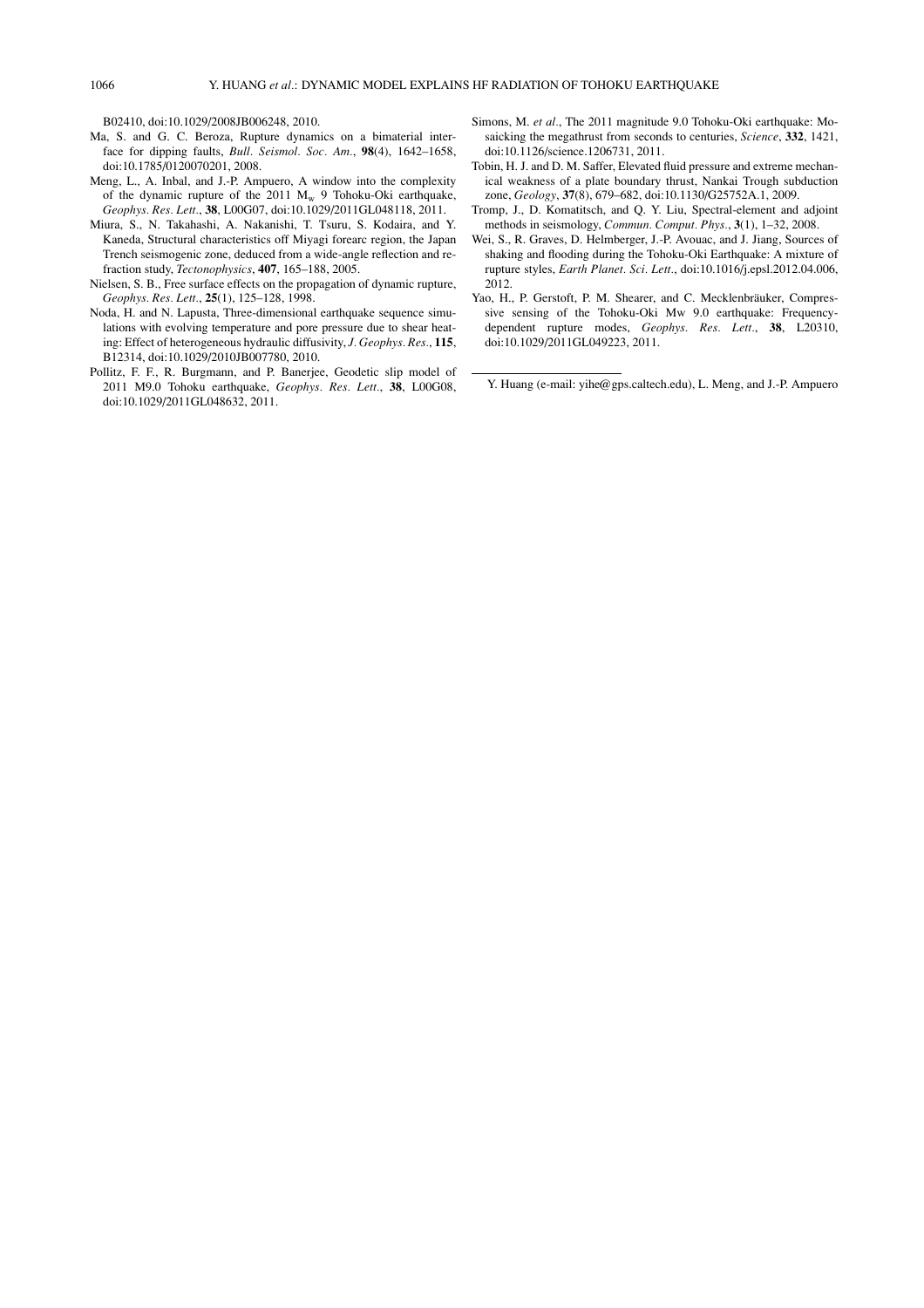B02410, doi:10.1029/2008JB006248, 2010.

Ma, S. and G. C. Beroza, Rupture dynamics on a bimaterial interface for dipping faults, *Bull. Seismol. Soc. Am.*, **98**(4), 1642–1658, doi:10.1785/0120070201, 2008.

Meng, L., A. Inbal, and J.-P. Ampuero, A window into the complexity of the dynamic rupture of the 2011 $M_w$ 9 Tohoku-Oki earthquake, *Geophys. Res. Lett.*, **38**, L00G07, doi:10.1029/2011GL048118, 2011.

Miura, S., N. Takahashi, A. Nakanishi, T. Tsuru, S. Kodaira, and Y. Kaneda, Structural characteristics off Miyagi forearc region, the Japan Trench seismogenic zone, deduced from a wide-angle reflection and refraction study, *Tectonophysics*, **407**, 165–188, 2005.

Nielsen, S. B., Free surface effects on the propagation of dynamic rupture, *Geophys. Res. Lett.*, **25**(1), 125–128, 1998.

Noda, H. and N. Lapusta, Three-dimensional earthquake sequence simulations with evolving temperature and pore pressure due to shear heating: Effect of heterogeneous hydraulic diffusivity, *J. Geophys. Res.*, **115**, B12314, doi:10.1029/2010JB007780, 2010.

Pollitz, F. F., R. Burgmann, and P. Banerjee, Geodetic slip model of 2011 M9.0 Tohoku earthquake, *Geophys. Res. Lett.*, **38**, L00G08, doi:10.1029/2011GL048632, 2011.

Simons, M. *et al.*, The 2011 magnitude 9.0 Tohoku-Oki earthquake: Mosaicking the megathrust from seconds to centuries, *Science*, **332**, 1421, doi:10.1126/science.1206731, 2011.

Tobin, H. J. and D. M. Saffer, Elevated fluid pressure and extreme mechanical weakness of a plate boundary thrust, Nankai Trough subduction zone, *Geology*, **37**(8), 679–682, doi:10.1130/G25752A.1, 2009.

Tromp, J., D. Komatitsch, and Q. Y. Liu, Spectral-element and adjoint methods in seismology, *Commun. Comput. Phys.*, **3**(1), 1–32, 2008.

Wei, S., R. Graves, D. Helmberger, J.-P. Avouac, and J. Jiang, Sources of shaking and flooding during the Tohoku-Oki Earthquake: A mixture of rupture styles, *Earth Planet. Sci. Lett.*, doi:10.1016/j.epsl.2012.04.006, 2012.

Yao, H., P. Gerstoft, P. M. Shearer, and C. Mecklenbräuker, Compressive sensing of the Tohoku-Oki Mw 9.0 earthquake: Frequency-dependent rupture modes, *Geophys. Res. Lett.*, **38**, L20310, doi:10.1029/2011GL049223, 2011.

---

Y. Huang (e-mail: yihe@gps.caltech.edu), L. Meng, and J.-P. Ampuero